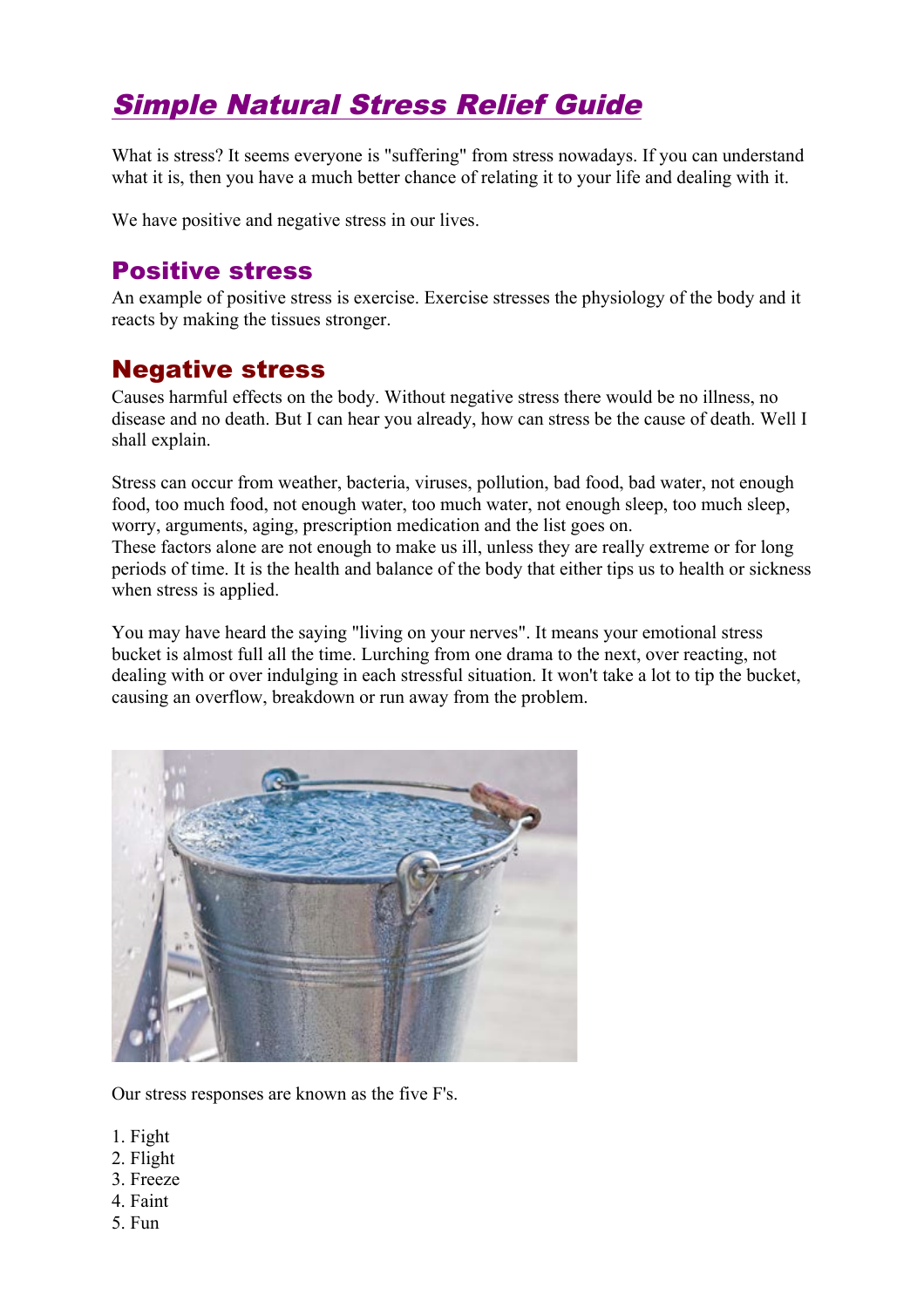# Simple Natural Stress Relief Guide

What is stress? It seems everyone is "suffering" from stress nowadays. If you can understand what it is, then you have a much better chance of relating it to your life and dealing with it.

We have positive and negative stress in our lives.

## Positive stress

An example of positive stress is exercise. Exercise stresses the physiology of the body and it reacts by making the tissues stronger.

## Negative stress

Causes harmful effects on the body. Without negative stress there would be no illness, no disease and no death. But I can hear you already, how can stress be the cause of death. Well I shall explain.

Stress can occur from weather, bacteria, viruses, pollution, bad food, bad water, not enough food, too much food, not enough water, too much water, not enough sleep, too much sleep, worry, arguments, aging, prescription medication and the list goes on.
These factors alone are not enough to make us ill, unless they are really extreme or for long periods of time. It is the health and balance of the body that either tips us to health or sickness when stress is applied.

You may have heard the saying "living on your nerves". It means your emotional stress bucket is almost full all the time. Lurching from one drama to the next, over reacting, not dealing with or over indulging in each stressful situation. It won't take a lot to tip the bucket, causing an overflow, breakdown or run away from the problem.

Our stress responses are known as the five F's.

1. Fight
2. Flight
3. Freeze
4. Faint
5. Fun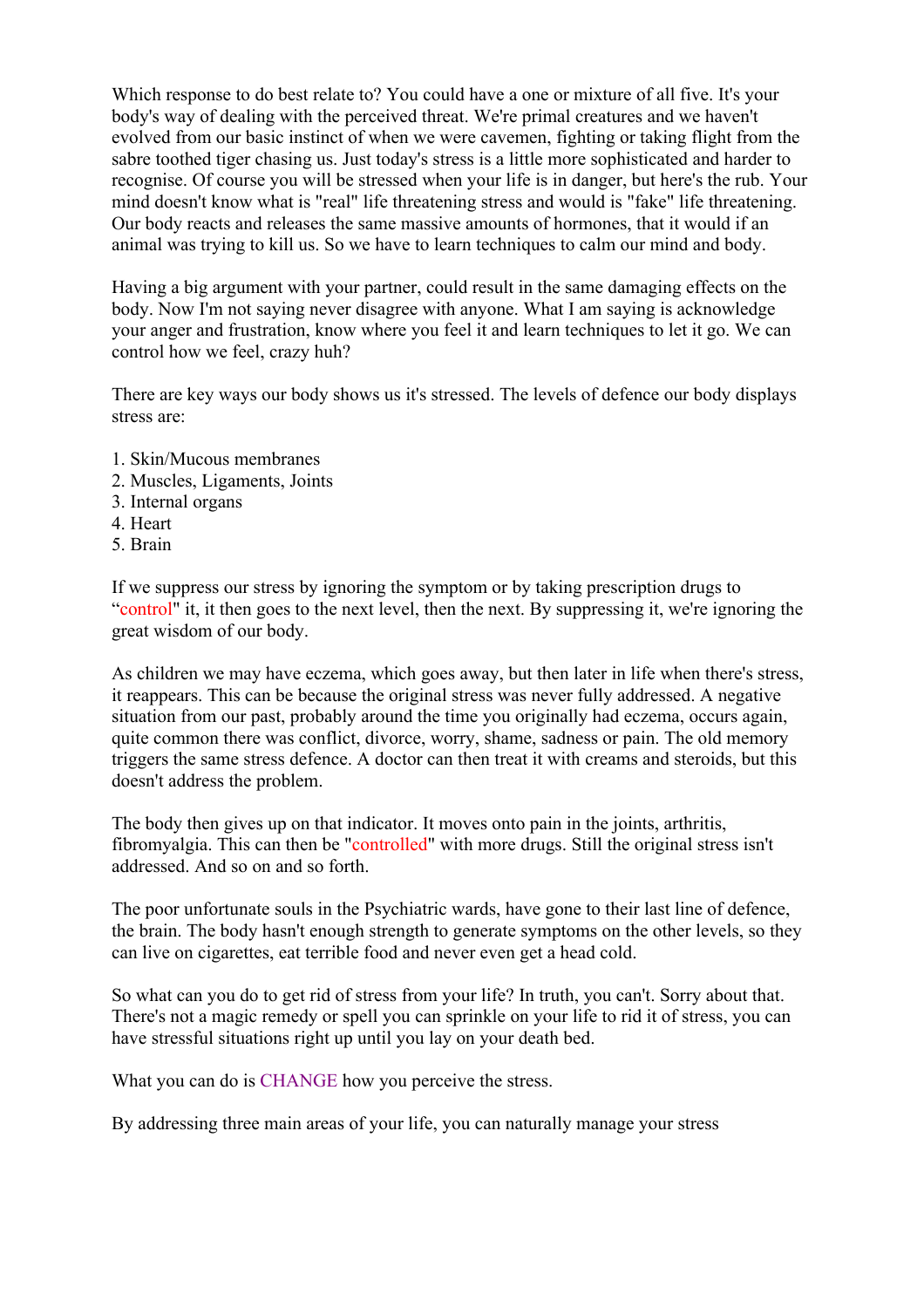Which response to do best relate to? You could have a one or mixture of all five. It's your body's way of dealing with the perceived threat. We're primal creatures and we haven't evolved from our basic instinct of when we were cavemen, fighting or taking flight from the sabre toothed tiger chasing us. Just today's stress is a little more sophisticated and harder to recognise. Of course you will be stressed when your life is in danger, but here's the rub. Your mind doesn't know what is "real" life threatening stress and would is "fake" life threatening. Our body reacts and releases the same massive amounts of hormones, that it would if an animal was trying to kill us. So we have to learn techniques to calm our mind and body.

Having a big argument with your partner, could result in the same damaging effects on the body. Now I'm not saying never disagree with anyone. What I am saying is acknowledge your anger and frustration, know where you feel it and learn techniques to let it go. We can control how we feel, crazy huh?

There are key ways our body shows us it's stressed. The levels of defence our body displays stress are:

1. Skin/Mucous membranes
2. Muscles, Ligaments, Joints
3. Internal organs
4. Heart
5. Brain

If we suppress our stress by ignoring the symptom or by taking prescription drugs to "control" it, it then goes to the next level, then the next. By suppressing it, we're ignoring the great wisdom of our body.

As children we may have eczema, which goes away, but then later in life when there's stress, it reappears. This can be because the original stress was never fully addressed. A negative situation from our past, probably around the time you originally had eczema, occurs again, quite common there was conflict, divorce, worry, shame, sadness or pain. The old memory triggers the same stress defence. A doctor can then treat it with creams and steroids, but this doesn't address the problem.

The body then gives up on that indicator. It moves onto pain in the joints, arthritis, fibromyalgia. This can then be "controlled" with more drugs. Still the original stress isn't addressed. And so on and so forth.

The poor unfortunate souls in the Psychiatric wards, have gone to their last line of defence, the brain. The body hasn't enough strength to generate symptoms on the other levels, so they can live on cigarettes, eat terrible food and never even get a head cold.

So what can you do to get rid of stress from your life? In truth, you can't. Sorry about that. There's not a magic remedy or spell you can sprinkle on your life to rid it of stress, you can have stressful situations right up until you lay on your death bed.

What you can do is CHANGE how you perceive the stress.

By addressing three main areas of your life, you can naturally manage your stress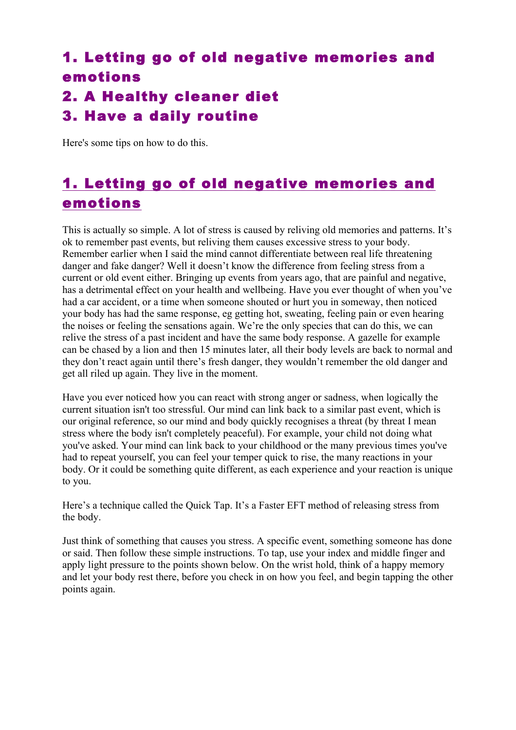## 1. Letting go of old negative memories and emotions
## 2. A Healthy cleaner diet
## 3. Have a daily routine

Here's some tips on how to do this.

## 1. Letting go of old negative memories and emotions

This is actually so simple. A lot of stress is caused by reliving old memories and patterns. It's ok to remember past events, but reliving them causes excessive stress to your body. Remember earlier when I said the mind cannot differentiate between real life threatening danger and fake danger? Well it doesn't know the difference from feeling stress from a current or old event either. Bringing up events from years ago, that are painful and negative, has a detrimental effect on your health and wellbeing. Have you ever thought of when you've had a car accident, or a time when someone shouted or hurt you in someway, then noticed your body has had the same response, eg getting hot, sweating, feeling pain or even hearing the noises or feeling the sensations again. We're the only species that can do this, we can relive the stress of a past incident and have the same body response. A gazelle for example can be chased by a lion and then 15 minutes later, all their body levels are back to normal and they don't react again until there's fresh danger, they wouldn't remember the old danger and get all riled up again. They live in the moment.

Have you ever noticed how you can react with strong anger or sadness, when logically the current situation isn't too stressful. Our mind can link back to a similar past event, which is our original reference, so our mind and body quickly recognises a threat (by threat I mean stress where the body isn't completely peaceful). For example, your child not doing what you've asked. Your mind can link back to your childhood or the many previous times you've had to repeat yourself, you can feel your temper quick to rise, the many reactions in your body. Or it could be something quite different, as each experience and your reaction is unique to you.

Here's a technique called the Quick Tap. It's a Faster EFT method of releasing stress from the body.

Just think of something that causes you stress. A specific event, something someone has done or said. Then follow these simple instructions. To tap, use your index and middle finger and apply light pressure to the points shown below. On the wrist hold, think of a happy memory and let your body rest there, before you check in on how you feel, and begin tapping the other points again.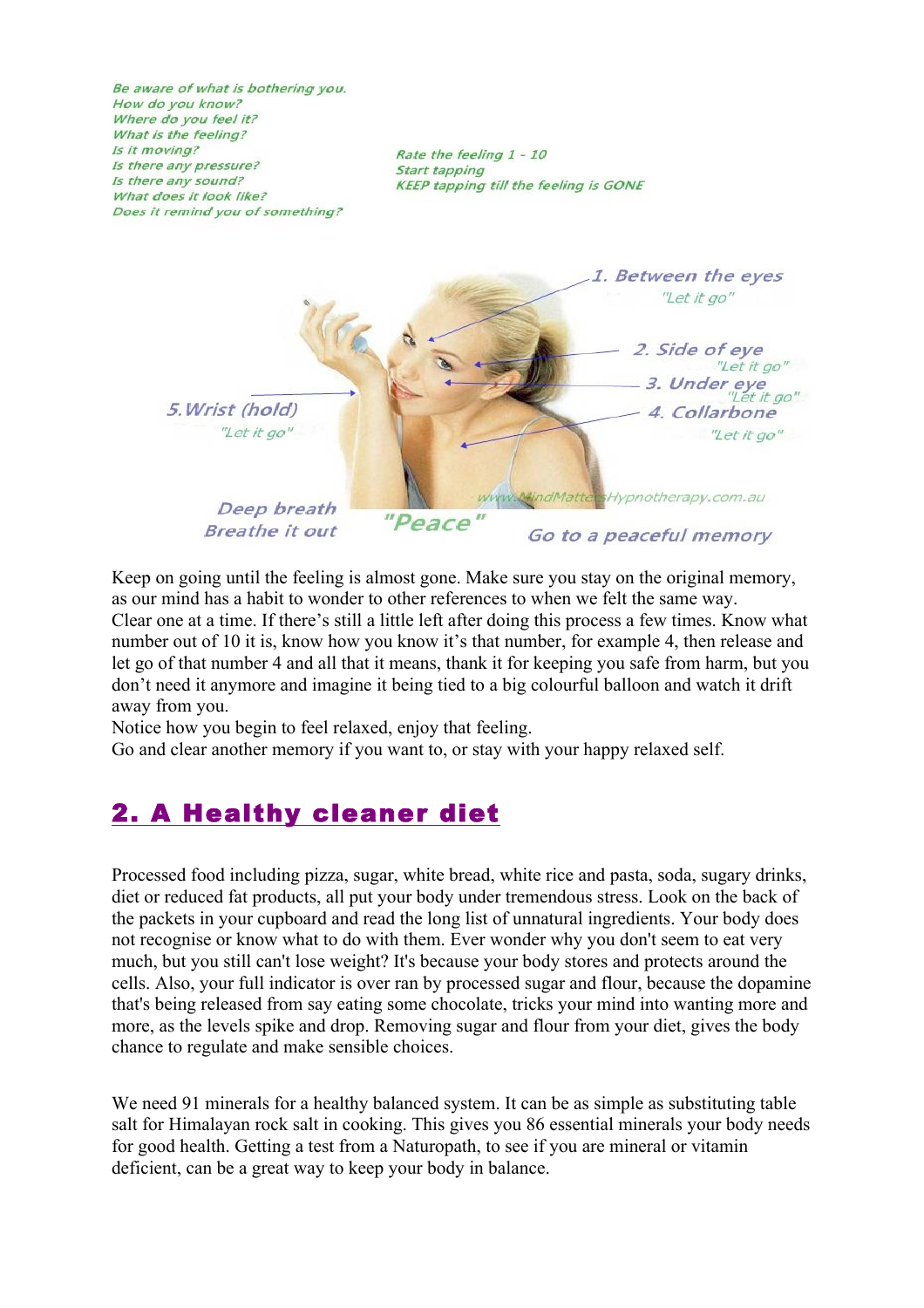*Be aware of what is bothering you.*
*How do you know?*
*Where do you feel it?*
*What is the feeling?*
*Is it moving?*
*Is there any pressure?*
*Is there any sound?*
*What does it look like?*
*Does it remind you of something?*

*Rate the feeling 1 - 10*
*Start tapping*
*KEEP tapping till the feeling is GONE*

*1. Between the eyes*
*"Let it go"*

*2. Side of eye*
*"Let it go"*

*3. Under eye*
*"Let it go"*

*4. Collarbone*
*"Let it go"*

*5. Wrist (hold)*
*"Let it go"*

www.MindMattersHypnotherapy.com.au

*Deep breath*
*Breathe it out*

*"Peace"*

*Go to a peaceful memory*

Keep on going until the feeling is almost gone. Make sure you stay on the original memory, as our mind has a habit to wonder to other references to when we felt the same way.
Clear one at a time. If there's still a little left after doing this process a few times. Know what number out of 10 it is, know how you know it's that number, for example 4, then release and let go of that number 4 and all that it means, thank it for keeping you safe from harm, but you don't need it anymore and imagine it being tied to a big colourful balloon and watch it drift away from you.
Notice how you begin to feel relaxed, enjoy that feeling.
Go and clear another memory if you want to, or stay with your happy relaxed self.

## 2. A Healthy cleaner diet

Processed food including pizza, sugar, white bread, white rice and pasta, soda, sugary drinks, diet or reduced fat products, all put your body under tremendous stress. Look on the back of the packets in your cupboard and read the long list of unnatural ingredients. Your body does not recognise or know what to do with them. Ever wonder why you don't seem to eat very much, but you still can't lose weight? It's because your body stores and protects around the cells. Also, your full indicator is over ran by processed sugar and flour, because the dopamine that's being released from say eating some chocolate, tricks your mind into wanting more and more, as the levels spike and drop. Removing sugar and flour from your diet, gives the body chance to regulate and make sensible choices.

We need 91 minerals for a healthy balanced system. It can be as simple as substituting table salt for Himalayan rock salt in cooking. This gives you 86 essential minerals your body needs for good health. Getting a test from a Naturopath, to see if you are mineral or vitamin deficient, can be a great way to keep your body in balance.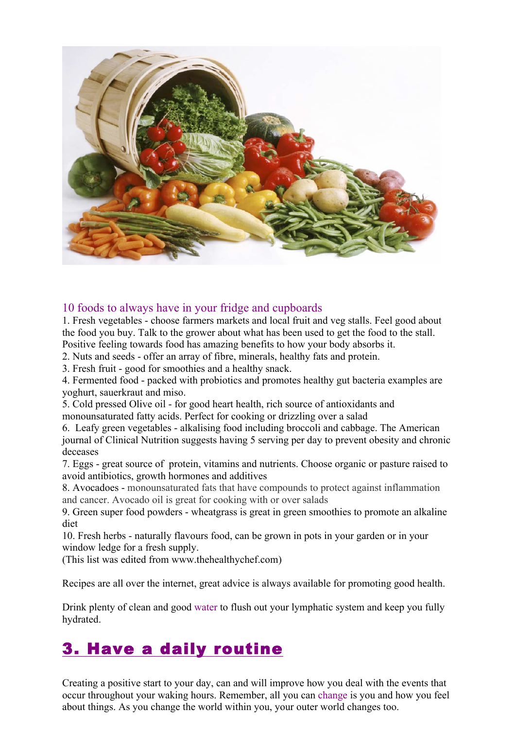## 10 foods to always have in your fridge and cupboards

1. Fresh vegetables - choose farmers markets and local fruit and veg stalls. Feel good about the food you buy. Talk to the grower about what has been used to get the food to the stall. Positive feeling towards food has amazing benefits to how your body absorbs it.
2. Nuts and seeds - offer an array of fibre, minerals, healthy fats and protein.
3. Fresh fruit - good for smoothies and a healthy snack.
4. Fermented food - packed with probiotics and promotes healthy gut bacteria examples are yoghurt, sauerkraut and miso.
5. Cold pressed Olive oil - for good heart health, rich source of antioxidants and monounsaturated fatty acids. Perfect for cooking or drizzling over a salad
6. Leafy green vegetables - alkalising food including broccoli and cabbage. The American journal of Clinical Nutrition suggests having 5 serving per day to prevent obesity and chronic deceases
7. Eggs - great source of protein, vitamins and nutrients. Choose organic or pasture raised to avoid antibiotics, growth hormones and additives
8. Avocadoes - monounsaturated fats that have compounds to protect against inflammation and cancer. Avocado oil is great for cooking with or over salads
9. Green super food powders - wheatgrass is great in green smoothies to promote an alkaline diet
10. Fresh herbs - naturally flavours food, can be grown in pots in your garden or in your window ledge for a fresh supply.

(This list was edited from www.thehealthychef.com)

Recipes are all over the internet, great advice is always available for promoting good health.

Drink plenty of clean and good water to flush out your lymphatic system and keep you fully hydrated.

# 3. Have a daily routine

Creating a positive start to your day, can and will improve how you deal with the events that occur throughout your waking hours. Remember, all you can change is you and how you feel about things. As you change the world within you, your outer world changes too.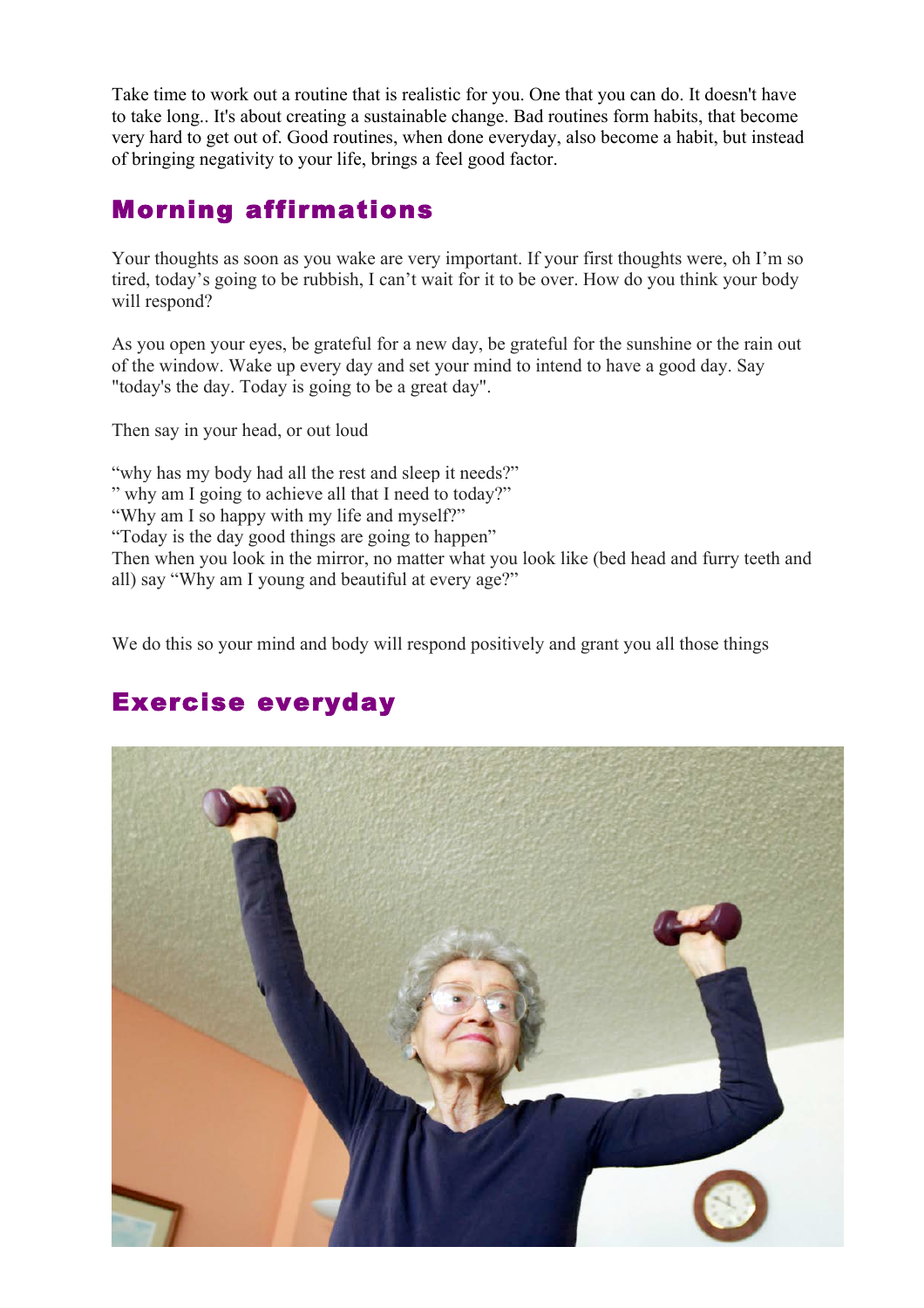Take time to work out a routine that is realistic for you. One that you can do. It doesn't have to take long.. It's about creating a sustainable change. Bad routines form habits, that become very hard to get out of. Good routines, when done everyday, also become a habit, but instead of bringing negativity to your life, brings a feel good factor.

## Morning affirmations

Your thoughts as soon as you wake are very important. If your first thoughts were, oh I'm so tired, today's going to be rubbish, I can't wait for it to be over. How do you think your body will respond?

As you open your eyes, be grateful for a new day, be grateful for the sunshine or the rain out of the window. Wake up every day and set your mind to intend to have a good day. Say "today's the day. Today is going to be a great day".

Then say in your head, or out loud

"why has my body had all the rest and sleep it needs?"
" why am I going to achieve all that I need to today?"
"Why am I so happy with my life and myself?"
"Today is the day good things are going to happen"
Then when you look in the mirror, no matter what you look like (bed head and furry teeth and all) say "Why am I young and beautiful at every age?"

We do this so your mind and body will respond positively and grant you all those things

## Exercise everyday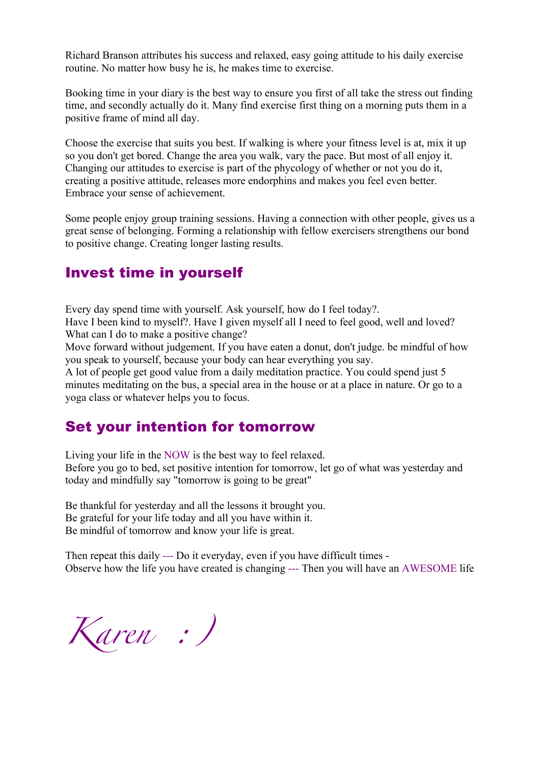Richard Branson attributes his success and relaxed, easy going attitude to his daily exercise routine. No matter how busy he is, he makes time to exercise.

Booking time in your diary is the best way to ensure you first of all take the stress out finding time, and secondly actually do it. Many find exercise first thing on a morning puts them in a positive frame of mind all day.

Choose the exercise that suits you best. If walking is where your fitness level is at, mix it up so you don't get bored. Change the area you walk, vary the pace. But most of all enjoy it. Changing our attitudes to exercise is part of the phycology of whether or not you do it, creating a positive attitude, releases more endorphins and makes you feel even better. Embrace your sense of achievement.

Some people enjoy group training sessions. Having a connection with other people, gives us a great sense of belonging. Forming a relationship with fellow exercisers strengthens our bond to positive change. Creating longer lasting results.

## Invest time in yourself

Every day spend time with yourself. Ask yourself, how do I feel today?.
Have I been kind to myself?. Have I given myself all I need to feel good, well and loved?
What can I do to make a positive change?
Move forward without judgement. If you have eaten a donut, don't judge. be mindful of how you speak to yourself, because your body can hear everything you say.
A lot of people get good value from a daily meditation practice. You could spend just 5 minutes meditating on the bus, a special area in the house or at a place in nature. Or go to a yoga class or whatever helps you to focus.

## Set your intention for tomorrow

Living your life in the NOW is the best way to feel relaxed.
Before you go to bed, set positive intention for tomorrow, let go of what was yesterday and today and mindfully say "tomorrow is going to be great"

Be thankful for yesterday and all the lessons it brought you.
Be grateful for your life today and all you have within it.
Be mindful of tomorrow and know your life is great.

Then repeat this daily --- Do it everyday, even if you have difficult times -
Observe how the life you have created is changing --- Then you will have an AWESOME life

*Karen :)*